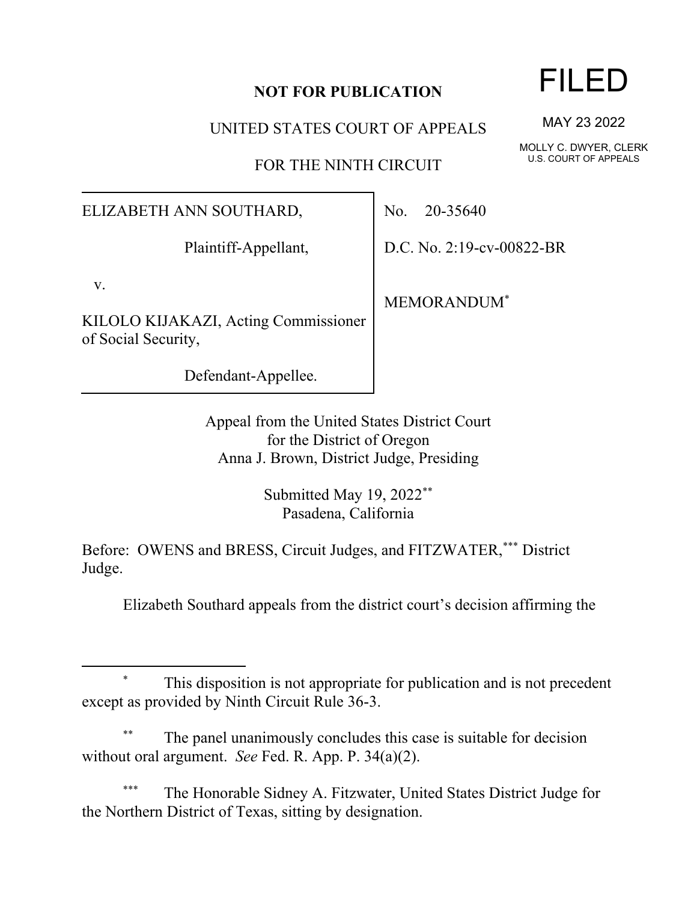**NOT FOR PUBLICATION**

UNITED STATES COURT OF APPEALS

FOR THE NINTH CIRCUIT

FILED

MAY 23 2022

MOLLY C. DWYER, CLERK
U.S. COURT OF APPEALS

ELIZABETH ANN SOUTHARD,

Plaintiff-Appellant,

v.

KILOLO KIJAKAZI, Acting Commissioner of Social Security,

Defendant-Appellee.

No. 20-35640

D.C. No. 2:19-cv-00822-BR

MEMORANDUM*

Appeal from the United States District Court
for the District of Oregon
Anna J. Brown, District Judge, Presiding

Submitted May 19, 2022**
Pasadena, California

Before: OWENS and BRESS, Circuit Judges, and FITZWATER,*** District Judge.

Elizabeth Southard appeals from the district court's decision affirming the

---

\* This disposition is not appropriate for publication and is not precedent except as provided by Ninth Circuit Rule 36-3.

\*\* The panel unanimously concludes this case is suitable for decision without oral argument. *See* Fed. R. App. P. 34(a)(2).

\*\*\* The Honorable Sidney A. Fitzwater, United States District Judge for the Northern District of Texas, sitting by designation.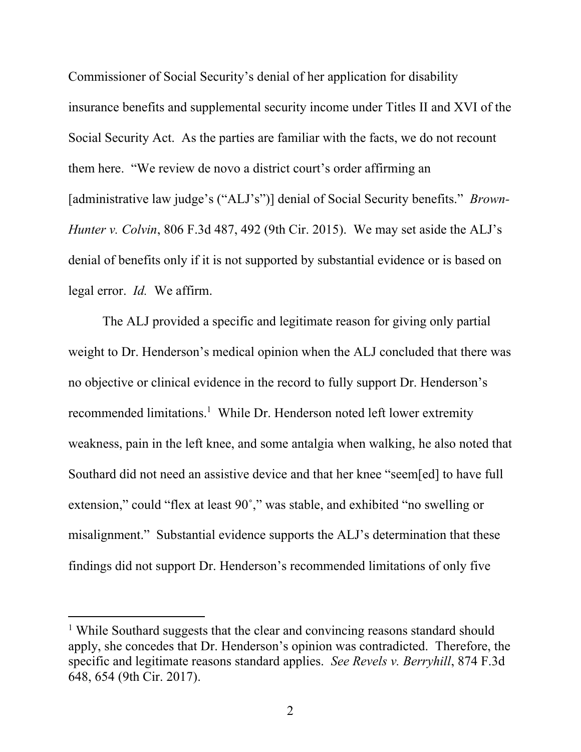Commissioner of Social Security's denial of her application for disability insurance benefits and supplemental security income under Titles II and XVI of the Social Security Act. As the parties are familiar with the facts, we do not recount them here. "We review de novo a district court's order affirming an [administrative law judge's ("ALJ's")] denial of Social Security benefits." *Brown-Hunter v. Colvin*, 806 F.3d 487, 492 (9th Cir. 2015). We may set aside the ALJ's denial of benefits only if it is not supported by substantial evidence or is based on legal error. *Id.* We affirm.

The ALJ provided a specific and legitimate reason for giving only partial weight to Dr. Henderson's medical opinion when the ALJ concluded that there was no objective or clinical evidence in the record to fully support Dr. Henderson's recommended limitations.[1] While Dr. Henderson noted left lower extremity weakness, pain in the left knee, and some antalgia when walking, he also noted that Southard did not need an assistive device and that her knee "seem[ed] to have full extension," could "flex at least 90˚," was stable, and exhibited "no swelling or misalignment." Substantial evidence supports the ALJ's determination that these findings did not support Dr. Henderson's recommended limitations of only five

[1] While Southard suggests that the clear and convincing reasons standard should apply, she concedes that Dr. Henderson's opinion was contradicted. Therefore, the specific and legitimate reasons standard applies. *See Revels v. Berryhill*, 874 F.3d 648, 654 (9th Cir. 2017).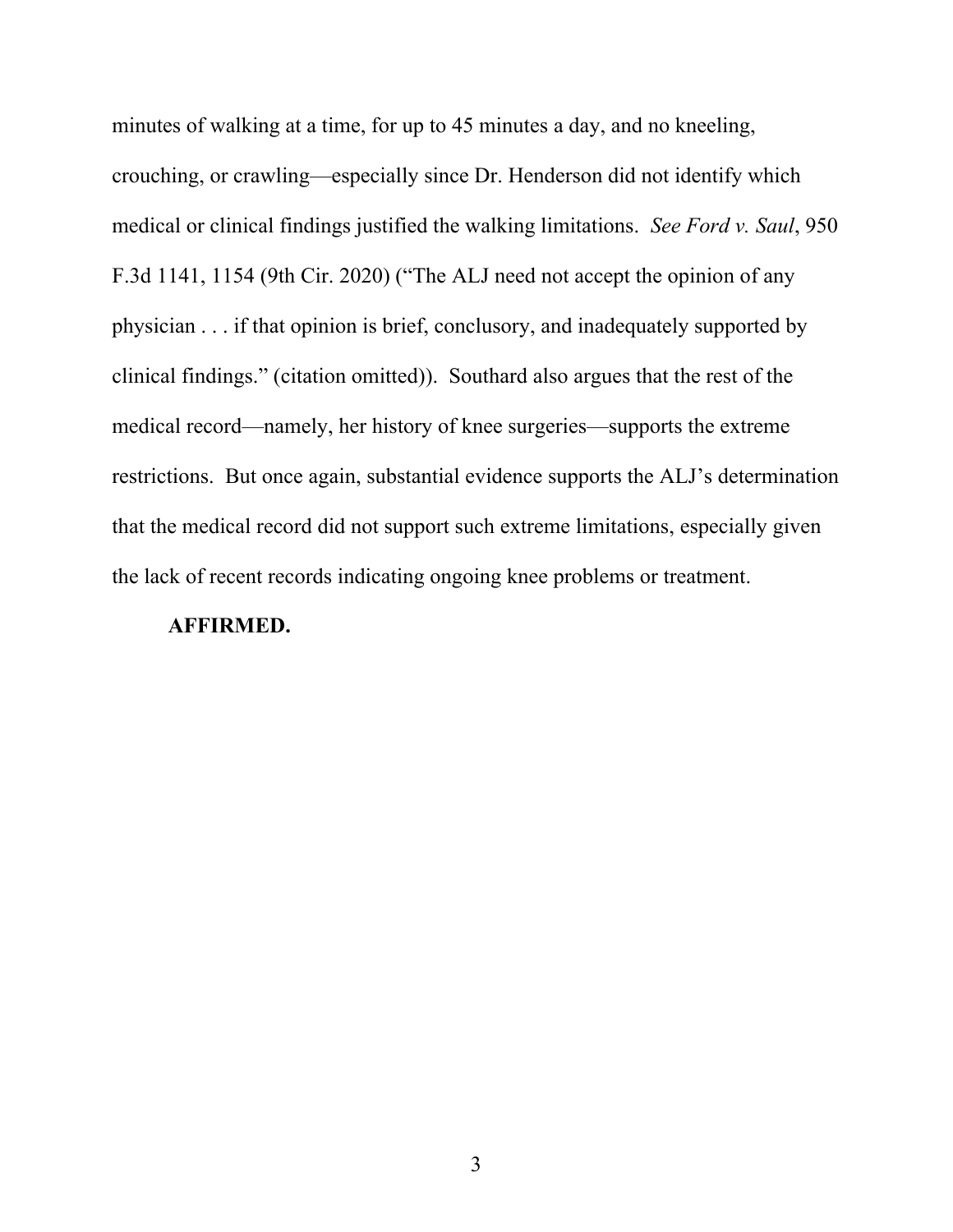minutes of walking at a time, for up to 45 minutes a day, and no kneeling, crouching, or crawling—especially since Dr. Henderson did not identify which medical or clinical findings justified the walking limitations. *See Ford v. Saul*, 950 F.3d 1141, 1154 (9th Cir. 2020) ("The ALJ need not accept the opinion of any physician . . . if that opinion is brief, conclusory, and inadequately supported by clinical findings." (citation omitted)). Southard also argues that the rest of the medical record—namely, her history of knee surgeries—supports the extreme restrictions. But once again, substantial evidence supports the ALJ's determination that the medical record did not support such extreme limitations, especially given the lack of recent records indicating ongoing knee problems or treatment.

**AFFIRMED.**